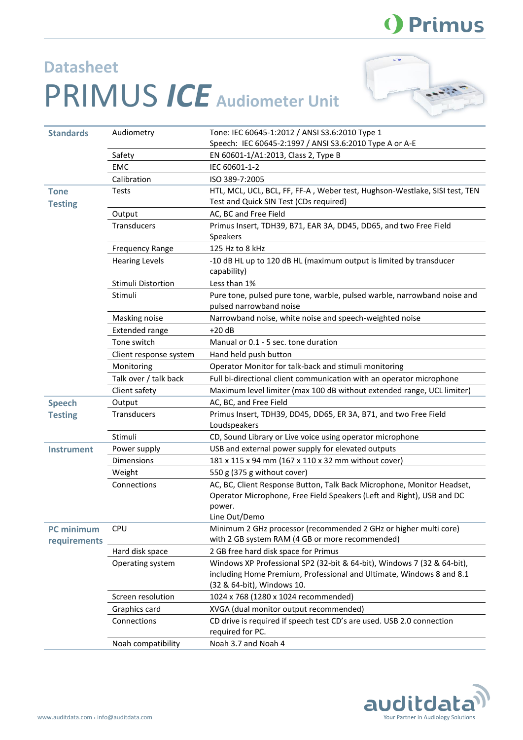# Datasheet

# PRIMUS *ICE* Audiometer Unit

| | | |
|---|---|---|
| **Standards** | Audiometry | Tone: IEC 60645-1:2012 / ANSI S3.6:2010 Type 1<br>Speech: IEC 60645-2:1997 / ANSI S3.6:2010 Type A or A-E |
| | Safety | EN 60601-1/A1:2013, Class 2, Type B |
| | EMC | IEC 60601-1-2 |
| | Calibration | ISO 389-7:2005 |
| **Tone Testing** | Tests | HTL, MCL, UCL, BCL, FF, FF-A , Weber test, Hughson-Westlake, SISI test, TEN Test and Quick SIN Test (CDs required) |
| | Output | AC, BC and Free Field |
| | Transducers | Primus Insert, TDH39, B71, EAR 3A, DD45, DD65, and two Free Field Speakers |
| | Frequency Range | 125 Hz to 8 kHz |
| | Hearing Levels | -10 dB HL up to 120 dB HL (maximum output is limited by transducer capability) |
| | Stimuli Distortion | Less than 1% |
| | Stimuli | Pure tone, pulsed pure tone, warble, pulsed warble, narrowband noise and pulsed narrowband noise |
| | Masking noise | Narrowband noise, white noise and speech-weighted noise |
| | Extended range | +20 dB |
| | Tone switch | Manual or 0.1 - 5 sec. tone duration |
| | Client response system | Hand held push button |
| | Monitoring | Operator Monitor for talk-back and stimuli monitoring |
| | Talk over / talk back | Full bi-directional client communication with an operator microphone |
| | Client safety | Maximum level limiter (max 100 dB without extended range, UCL limiter) |
| **Speech Testing** | Output | AC, BC, and Free Field |
| | Transducers | Primus Insert, TDH39, DD45, DD65, ER 3A, B71, and two Free Field Loudspeakers |
| | Stimuli | CD, Sound Library or Live voice using operator microphone |
| **Instrument** | Power supply | USB and external power supply for elevated outputs |
| | Dimensions | 181 x 115 x 94 mm (167 x 110 x 32 mm without cover) |
| | Weight | 550 g (375 g without cover) |
| | Connections | AC, BC, Client Response Button, Talk Back Microphone, Monitor Headset, Operator Microphone, Free Field Speakers (Left and Right), USB and DC power.<br>Line Out/Demo |
| **PC minimum requirements** | CPU | Minimum 2 GHz processor (recommended 2 GHz or higher multi core) with 2 GB system RAM (4 GB or more recommended) |
| | Hard disk space | 2 GB free hard disk space for Primus |
| | Operating system | Windows XP Professional SP2 (32-bit & 64-bit), Windows 7 (32 & 64-bit), including Home Premium, Professional and Ultimate, Windows 8 and 8.1 (32 & 64-bit), Windows 10. |
| | Screen resolution | 1024 x 768 (1280 x 1024 recommended) |
| | Graphics card | XVGA (dual monitor output recommended) |
| | Connections | CD drive is required if speech test CD's are used. USB 2.0 connection required for PC. |
| | Noah compatibility | Noah 3.7 and Noah 4 |

www.auditdata.com • info@auditdata.com

auditdata — Your Partner in Audiology Solutions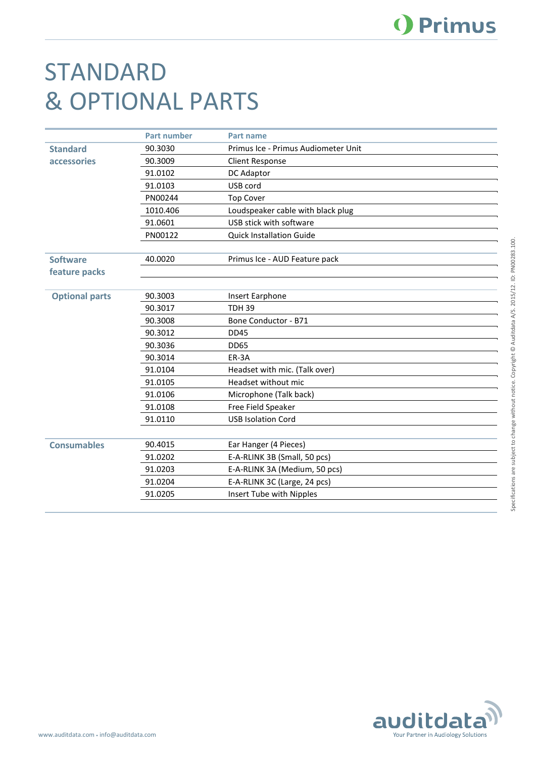# STANDARD & OPTIONAL PARTS

| | Part number | Part name |
|---|---|---|
| **Standard accessories** | 90.3030 | Primus Ice - Primus Audiometer Unit |
| | 90.3009 | Client Response |
| | 91.0102 | DC Adaptor |
| | 91.0103 | USB cord |
| | PN00244 | Top Cover |
| | 1010.406 | Loudspeaker cable with black plug |
| | 91.0601 | USB stick with software |
| | PN00122 | Quick Installation Guide |
| **Software feature packs** | 40.0020 | Primus Ice - AUD Feature pack |
| **Optional parts** | 90.3003 | Insert Earphone |
| | 90.3017 | TDH 39 |
| | 90.3008 | Bone Conductor - B71 |
| | 90.3012 | DD45 |
| | 90.3036 | DD65 |
| | 90.3014 | ER-3A |
| | 91.0104 | Headset with mic. (Talk over) |
| | 91.0105 | Headset without mic |
| | 91.0106 | Microphone (Talk back) |
| | 91.0108 | Free Field Speaker |
| | 91.0110 | USB Isolation Cord |
| **Consumables** | 90.4015 | Ear Hanger (4 Pieces) |
| | 91.0202 | E-A-RLINK 3B (Small, 50 pcs) |
| | 91.0203 | E-A-RLINK 3A (Medium, 50 pcs) |
| | 91.0204 | E-A-RLINK 3C (Large, 24 pcs) |
| | 91.0205 | Insert Tube with Nipples |

Specifications are subject to change without notice. Copyright © Auditdata A/S. 2015/12. ID: PN00283.100.

www.auditdata.com • info@auditdata.com

auditdata
Your Partner in Audiology Solutions